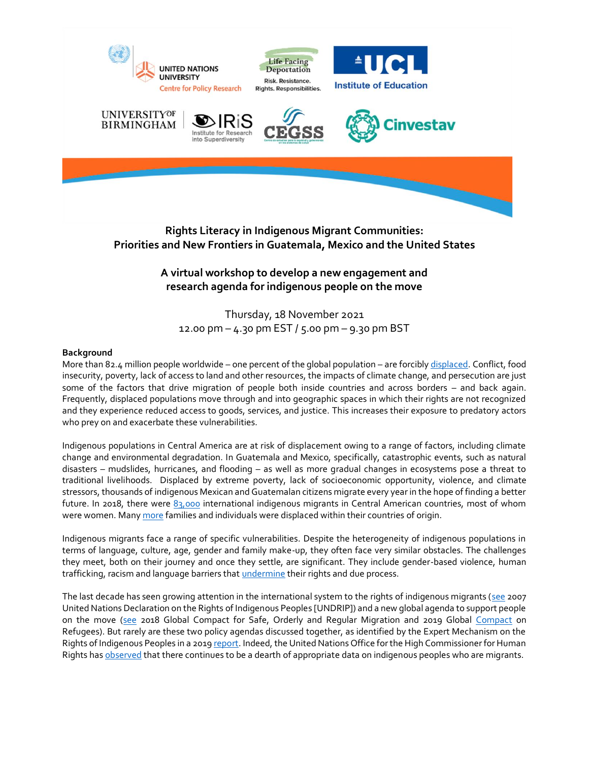# Rights Literacy in Indigenous Migrant Communities: Priorities and New Frontiers in Guatemala, Mexico and the United States

## A virtual workshop to develop a new engagement and research agenda for indigenous people on the move

Thursday, 18 November 2021
12.00 pm – 4.30 pm EST / 5.00 pm – 9.30 pm BST

**Background**

More than 82.4 million people worldwide – one percent of the global population – are forcibly displaced. Conflict, food insecurity, poverty, lack of access to land and other resources, the impacts of climate change, and persecution are just some of the factors that drive migration of people both inside countries and across borders – and back again. Frequently, displaced populations move through and into geographic spaces in which their rights are not recognized and they experience reduced access to goods, services, and justice. This increases their exposure to predatory actors who prey on and exacerbate these vulnerabilities.

Indigenous populations in Central America are at risk of displacement owing to a range of factors, including climate change and environmental degradation. In Guatemala and Mexico, specifically, catastrophic events, such as natural disasters – mudslides, hurricanes, and flooding – as well as more gradual changes in ecosystems pose a threat to traditional livelihoods. Displaced by extreme poverty, lack of socioeconomic opportunity, violence, and climate stressors, thousands of indigenous Mexican and Guatemalan citizens migrate every year in the hope of finding a better future. In 2018, there were 83,000 international indigenous migrants in Central American countries, most of whom were women. Many more families and individuals were displaced within their countries of origin.

Indigenous migrants face a range of specific vulnerabilities. Despite the heterogeneity of indigenous populations in terms of language, culture, age, gender and family make-up, they often face very similar obstacles. The challenges they meet, both on their journey and once they settle, are significant. They include gender-based violence, human trafficking, racism and language barriers that undermine their rights and due process.

The last decade has seen growing attention in the international system to the rights of indigenous migrants (see 2007 United Nations Declaration on the Rights of Indigenous Peoples [UNDRIP]) and a new global agenda to support people on the move (see 2018 Global Compact for Safe, Orderly and Regular Migration and 2019 Global Compact on Refugees). But rarely are these two policy agendas discussed together, as identified by the Expert Mechanism on the Rights of Indigenous Peoples in a 2019 report. Indeed, the United Nations Office for the High Commissioner for Human Rights has observed that there continues to be a dearth of appropriate data on indigenous peoples who are migrants.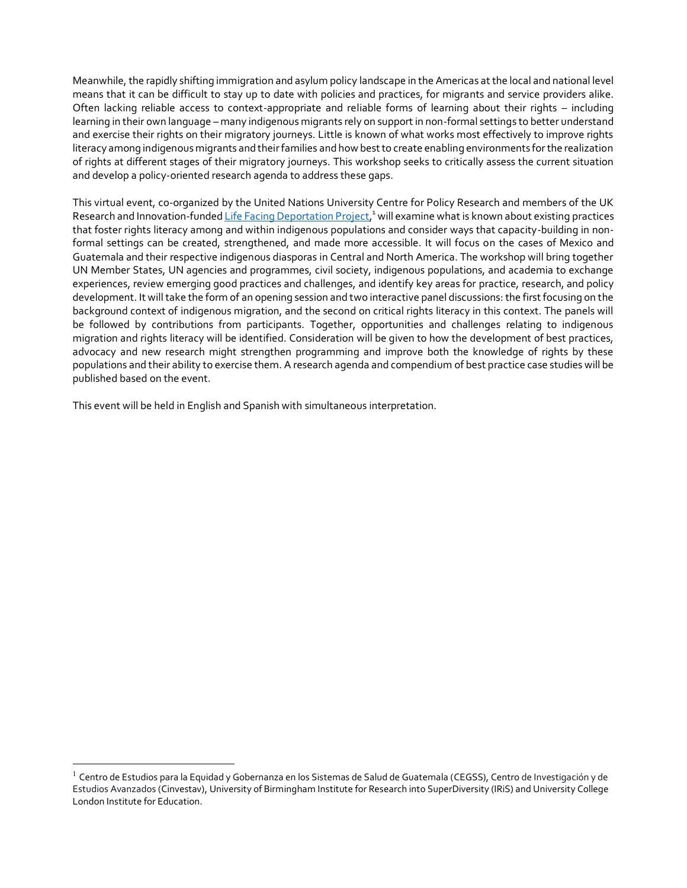Meanwhile, the rapidly shifting immigration and asylum policy landscape in the Americas at the local and national level means that it can be difficult to stay up to date with policies and practices, for migrants and service providers alike. Often lacking reliable access to context-appropriate and reliable forms of learning about their rights – including learning in their own language – many indigenous migrants rely on support in non-formal settings to better understand and exercise their rights on their migratory journeys. Little is known of what works most effectively to improve rights literacy among indigenous migrants and their families and how best to create enabling environments for the realization of rights at different stages of their migratory journeys. This workshop seeks to critically assess the current situation and develop a policy-oriented research agenda to address these gaps.

This virtual event, co-organized by the United Nations University Centre for Policy Research and members of the UK Research and Innovation-funded Life Facing Deportation Project,[1] will examine what is known about existing practices that foster rights literacy among and within indigenous populations and consider ways that capacity-building in non-formal settings can be created, strengthened, and made more accessible. It will focus on the cases of Mexico and Guatemala and their respective indigenous diasporas in Central and North America. The workshop will bring together UN Member States, UN agencies and programmes, civil society, indigenous populations, and academia to exchange experiences, review emerging good practices and challenges, and identify key areas for practice, research, and policy development. It will take the form of an opening session and two interactive panel discussions: the first focusing on the background context of indigenous migration, and the second on critical rights literacy in this context. The panels will be followed by contributions from participants. Together, opportunities and challenges relating to indigenous migration and rights literacy will be identified. Consideration will be given to how the development of best practices, advocacy and new research might strengthen programming and improve both the knowledge of rights by these populations and their ability to exercise them. A research agenda and compendium of best practice case studies will be published based on the event.

This event will be held in English and Spanish with simultaneous interpretation.

---

[1] Centro de Estudios para la Equidad y Gobernanza en los Sistemas de Salud de Guatemala (CEGSS), Centro de Investigación y de Estudios Avanzados (Cinvestav), University of Birmingham Institute for Research into SuperDiversity (IRiS) and University College London Institute for Education.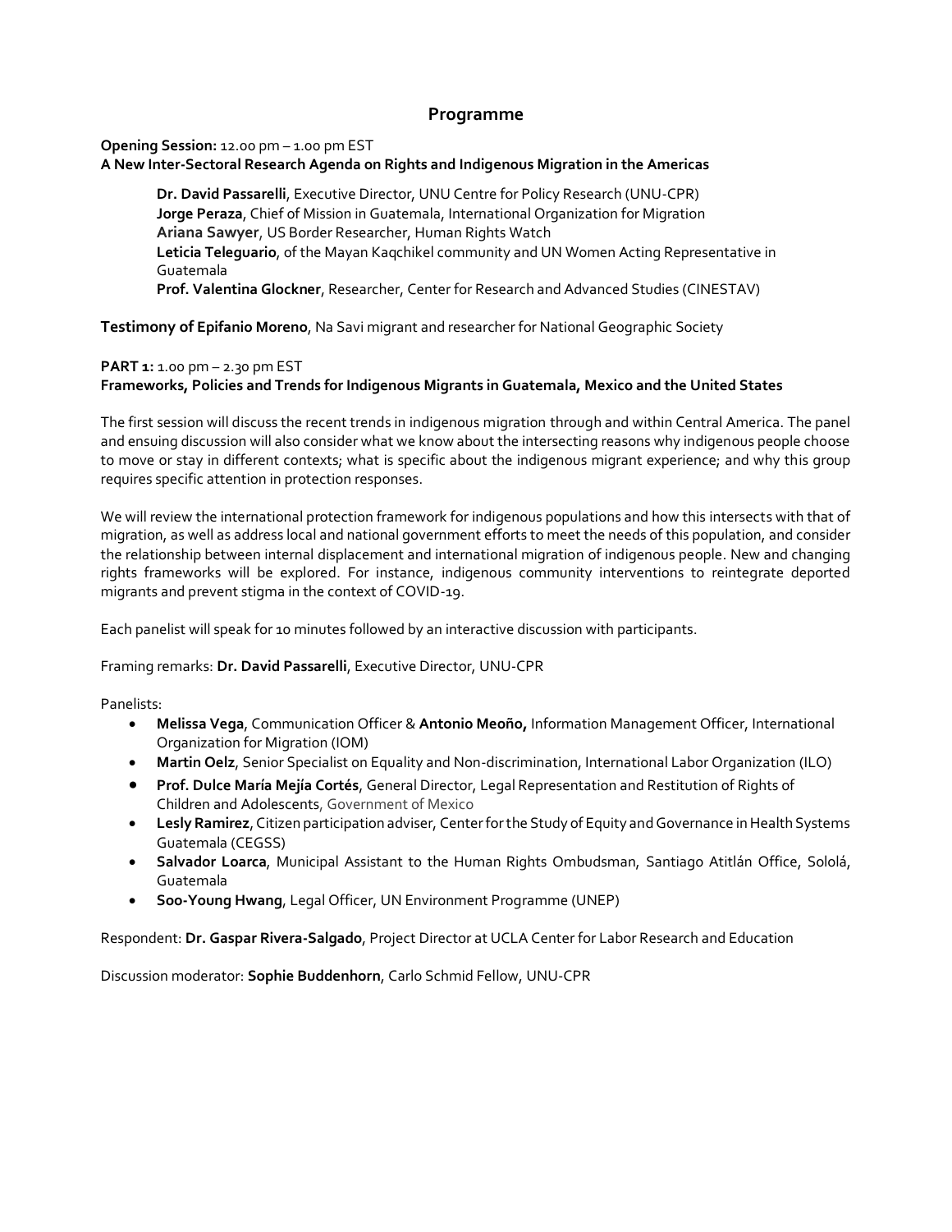# Programme

**Opening Session:** 12.00 pm – 1.00 pm EST
**A New Inter-Sectoral Research Agenda on Rights and Indigenous Migration in the Americas**

**Dr. David Passarelli**, Executive Director, UNU Centre for Policy Research (UNU-CPR)
**Jorge Peraza**, Chief of Mission in Guatemala, International Organization for Migration
**Ariana Sawyer**, US Border Researcher, Human Rights Watch
**Leticia Teleguario**, of the Mayan Kaqchikel community and UN Women Acting Representative in Guatemala
**Prof. Valentina Glockner**, Researcher, Center for Research and Advanced Studies (CINESTAV)

**Testimony of Epifanio Moreno**, Na Savi migrant and researcher for National Geographic Society

**PART 1:** 1.00 pm – 2.30 pm EST
**Frameworks, Policies and Trends for Indigenous Migrants in Guatemala, Mexico and the United States**

The first session will discuss the recent trends in indigenous migration through and within Central America. The panel and ensuing discussion will also consider what we know about the intersecting reasons why indigenous people choose to move or stay in different contexts; what is specific about the indigenous migrant experience; and why this group requires specific attention in protection responses.

We will review the international protection framework for indigenous populations and how this intersects with that of migration, as well as address local and national government efforts to meet the needs of this population, and consider the relationship between internal displacement and international migration of indigenous people. New and changing rights frameworks will be explored. For instance, indigenous community interventions to reintegrate deported migrants and prevent stigma in the context of COVID-19.

Each panelist will speak for 10 minutes followed by an interactive discussion with participants.

Framing remarks: **Dr. David Passarelli**, Executive Director, UNU-CPR

Panelists:

- **Melissa Vega**, Communication Officer & **Antonio Meoño,** Information Management Officer, International Organization for Migration (IOM)
- **Martin Oelz**, Senior Specialist on Equality and Non-discrimination, International Labor Organization (ILO)
- **Prof. Dulce María Mejía Cortés**, General Director, Legal Representation and Restitution of Rights of Children and Adolescents, Government of Mexico
- **Lesly Ramirez**, Citizen participation adviser, Center for the Study of Equity and Governance in Health Systems Guatemala (CEGSS)
- **Salvador Loarca**, Municipal Assistant to the Human Rights Ombudsman, Santiago Atitlán Office, Sololá, Guatemala
- **Soo-Young Hwang**, Legal Officer, UN Environment Programme (UNEP)

Respondent: **Dr. Gaspar Rivera-Salgado**, Project Director at UCLA Center for Labor Research and Education

Discussion moderator: **Sophie Buddenhorn**, Carlo Schmid Fellow, UNU-CPR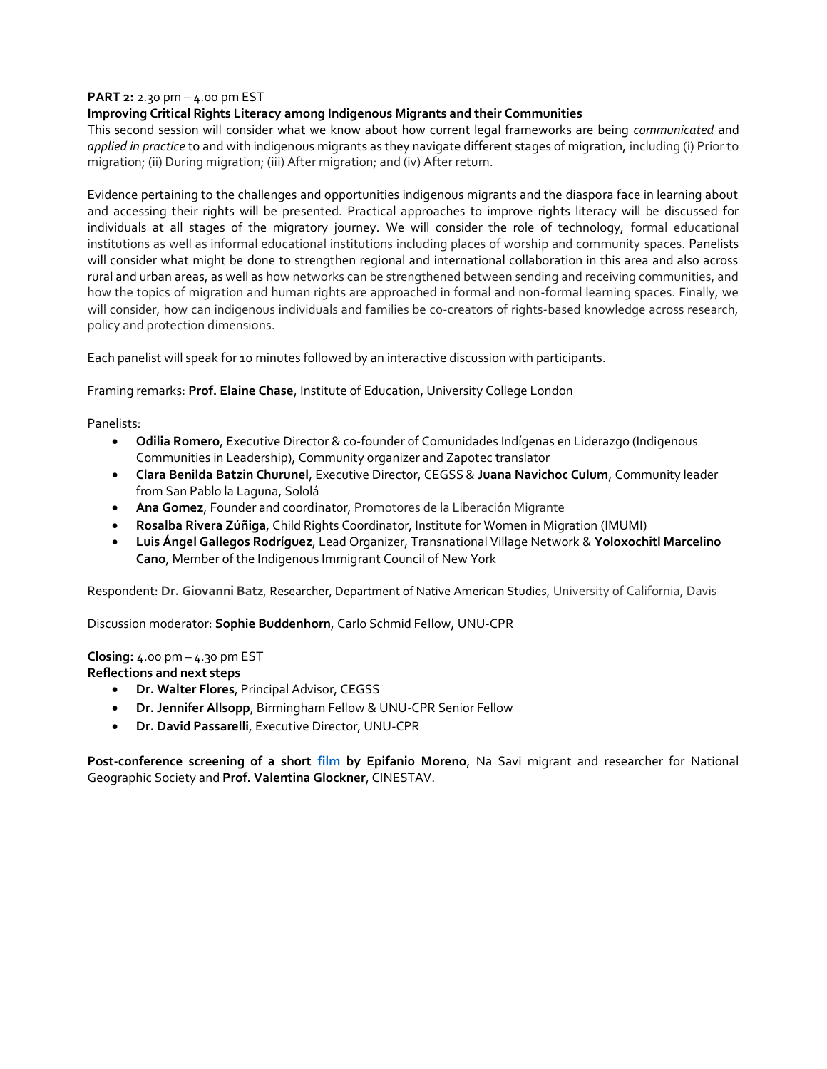**PART 2:** 2.30 pm – 4.00 pm EST

**Improving Critical Rights Literacy among Indigenous Migrants and their Communities**

This second session will consider what we know about how current legal frameworks are being *communicated* and *applied in practice* to and with indigenous migrants as they navigate different stages of migration, including (i) Prior to migration; (ii) During migration; (iii) After migration; and (iv) After return.

Evidence pertaining to the challenges and opportunities indigenous migrants and the diaspora face in learning about and accessing their rights will be presented. Practical approaches to improve rights literacy will be discussed for individuals at all stages of the migratory journey. We will consider the role of technology, formal educational institutions as well as informal educational institutions including places of worship and community spaces. Panelists will consider what might be done to strengthen regional and international collaboration in this area and also across rural and urban areas, as well as how networks can be strengthened between sending and receiving communities, and how the topics of migration and human rights are approached in formal and non-formal learning spaces. Finally, we will consider, how can indigenous individuals and families be co-creators of rights-based knowledge across research, policy and protection dimensions.

Each panelist will speak for 10 minutes followed by an interactive discussion with participants.

Framing remarks: **Prof. Elaine Chase**, Institute of Education, University College London

Panelists:

- **Odilia Romero**, Executive Director & co-founder of Comunidades Indígenas en Liderazgo (Indigenous Communities in Leadership), Community organizer and Zapotec translator
- **Clara Benilda Batzin Churunel**, Executive Director, CEGSS & **Juana Navichoc Culum**, Community leader from San Pablo la Laguna, Sololá
- **Ana Gomez**, Founder and coordinator, Promotores de la Liberación Migrante
- **Rosalba Rivera Zúñiga**, Child Rights Coordinator, Institute for Women in Migration (IMUMI)
- **Luis Ángel Gallegos Rodríguez**, Lead Organizer, Transnational Village Network & **Yoloxochitl Marcelino Cano**, Member of the Indigenous Immigrant Council of New York

Respondent: **Dr. Giovanni Batz**, Researcher, Department of Native American Studies, University of California, Davis

Discussion moderator: **Sophie Buddenhorn**, Carlo Schmid Fellow, UNU-CPR

**Closing:** 4.00 pm – 4.30 pm EST

**Reflections and next steps**

- **Dr. Walter Flores**, Principal Advisor, CEGSS
- **Dr. Jennifer Allsopp**, Birmingham Fellow & UNU-CPR Senior Fellow
- **Dr. David Passarelli**, Executive Director, UNU-CPR

**Post-conference screening of a short film by Epifanio Moreno**, Na Savi migrant and researcher for National Geographic Society and **Prof. Valentina Glockner**, CINESTAV.